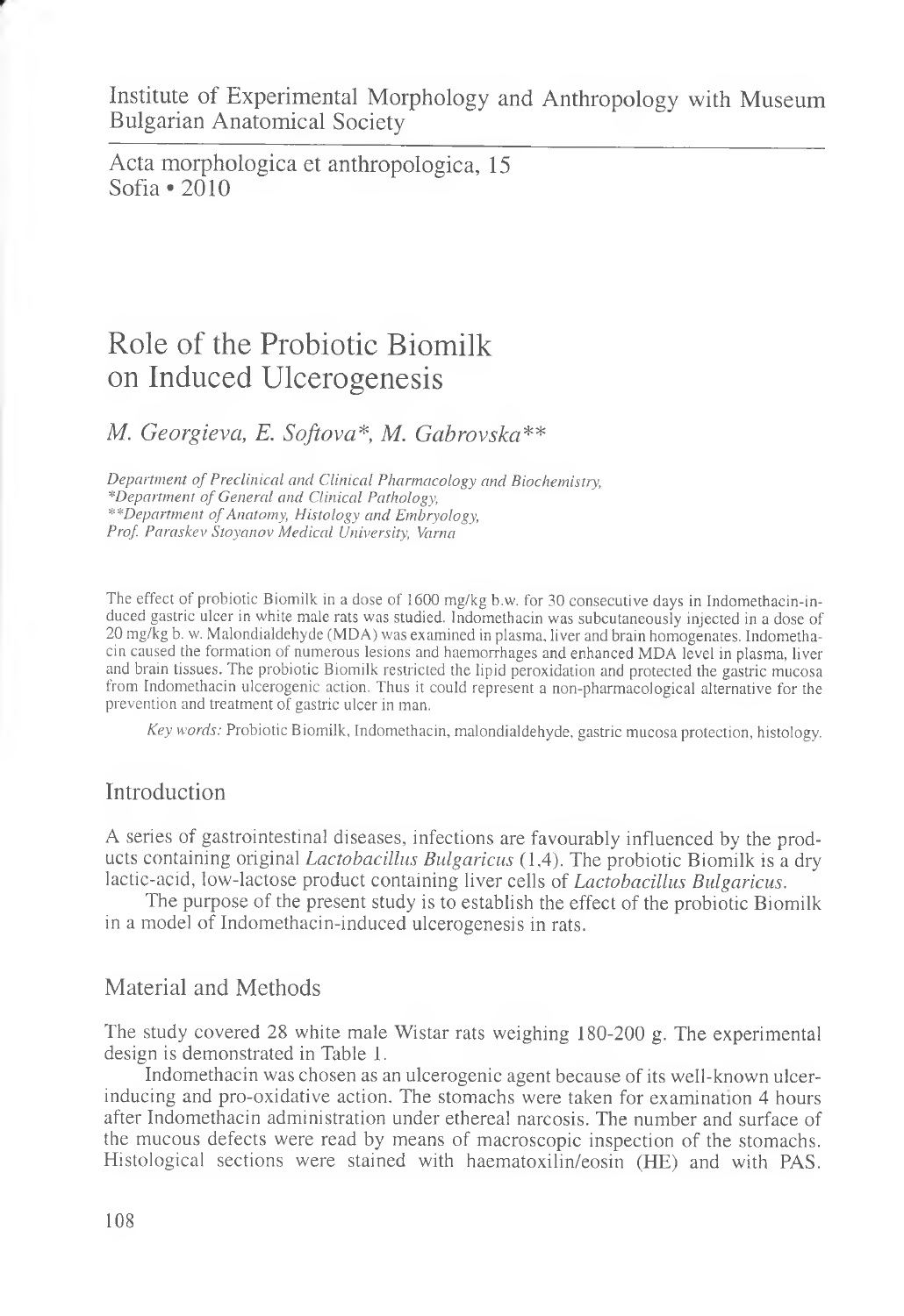Institute of Experimental Morphology and Anthropology with Museum
Bulgarian Anatomical Society

Acta morphologica et anthropologica, 15
Sofia • 2010

# Role of the Probiotic Biomilk on Induced Ulcerogenesis

*M. Georgieva, E. Softova\*, M. Gabrovska\*\**

*Department of Preclinical and Clinical Pharmacology and Biochemistry,*
*\*Department of General and Clinical Pathology,*
*\*\*Department of Anatomy, Histology and Embryology,*
*Prof. Paraskev Stoyanov Medical University, Varna*

The effect of probiotic Biomilk in a dose of 1600 mg/kg b.w. for 30 consecutive days in Indomethacin-induced gastric ulcer in white male rats was studied. Indomethacin was subcutaneously injected in a dose of 20 mg/kg b. w. Malondialdehyde (MDA) was examined in plasma, liver and brain homogenates. Indomethacin caused the formation of numerous lesions and haemorrhages and enhanced MDA level in plasma, liver and brain tissues. The probiotic Biomilk restricted the lipid peroxidation and protected the gastric mucosa from Indomethacin ulcerogenic action. Thus it could represent a non-pharmacological alternative for the prevention and treatment of gastric ulcer in man.

*Key words:* Probiotic Biomilk, Indomethacin, malondialdehyde, gastric mucosa protection, histology.

## Introduction

A series of gastrointestinal diseases, infections are favourably influenced by the products containing original *Lactobacillus Bulgaricus* (1,4). The probiotic Biomilk is a dry lactic-acid, low-lactose product containing liver cells of *Lactobacillus Bulgaricus*.

The purpose of the present study is to establish the effect of the probiotic Biomilk in a model of Indomethacin-induced ulcerogenesis in rats.

## Material and Methods

The study covered 28 white male Wistar rats weighing 180-200 g. The experimental design is demonstrated in Table 1.

Indomethacin was chosen as an ulcerogenic agent because of its well-known ulcer-inducing and pro-oxidative action. The stomachs were taken for examination 4 hours after Indomethacin administration under ethereal narcosis. The number and surface of the mucous defects were read by means of macroscopic inspection of the stomachs. Histological sections were stained with haematoxilin/eosin (HE) and with PAS.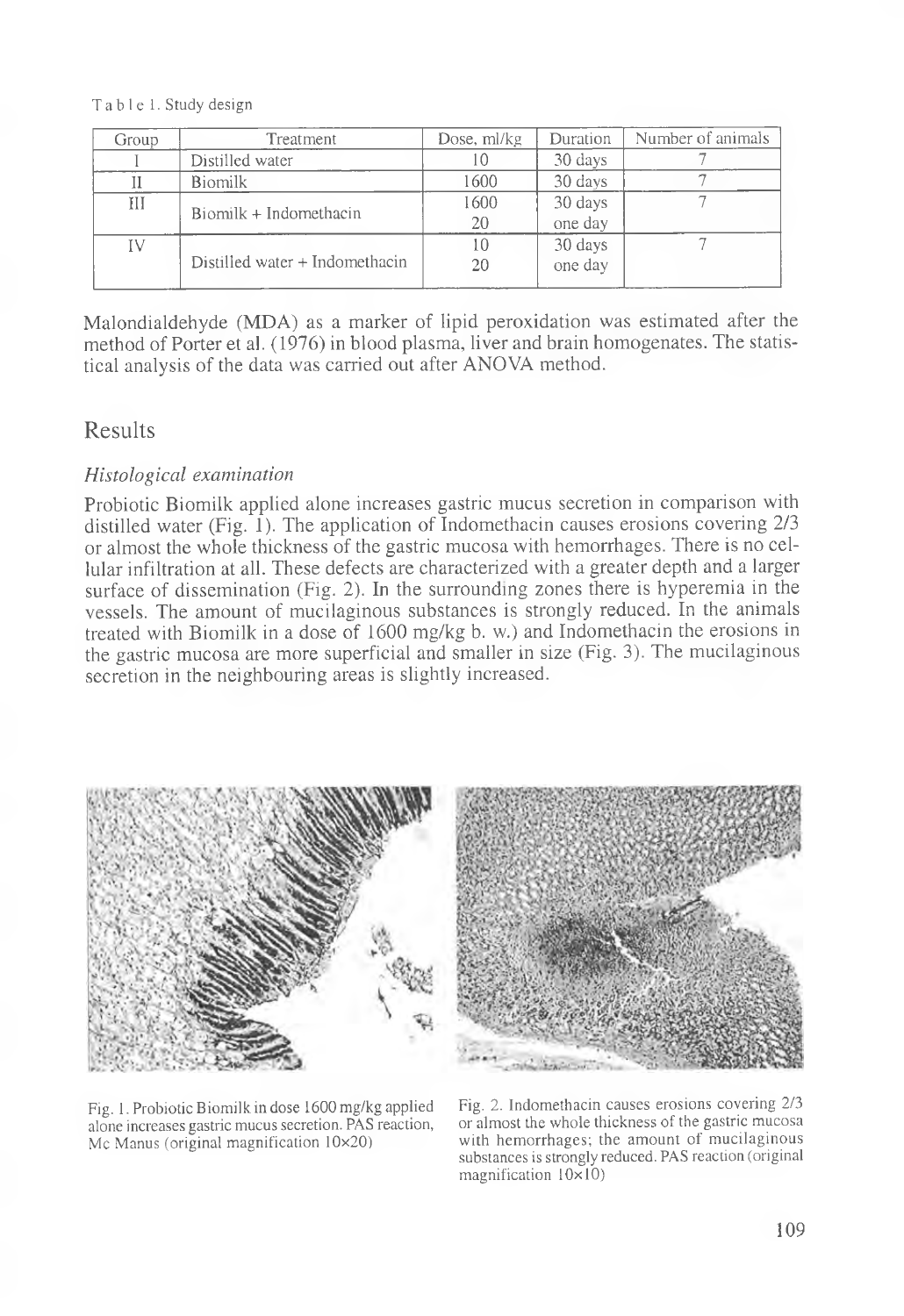Table 1. Study design

| Group | Treatment | Dose, ml/kg | Duration | Number of animals |
|---|---|---|---|---|
| I | Distilled water | 10 | 30 days | 7 |
| II | Biomilk | 1600 | 30 days | 7 |
| III | Biomilk + Indomethacin | 1600<br>20 | 30 days<br>one day | 7 |
| IV | Distilled water + Indomethacin | 10<br>20 | 30 days<br>one day | 7 |

Malondialdehyde (MDA) as a marker of lipid peroxidation was estimated after the method of Porter et al. (1976) in blood plasma, liver and brain homogenates. The statistical analysis of the data was carried out after ANOVA method.

## Results

### *Histological examination*

Probiotic Biomilk applied alone increases gastric mucus secretion in comparison with distilled water (Fig. 1). The application of Indomethacin causes erosions covering 2/3 or almost the whole thickness of the gastric mucosa with hemorrhages. There is no cellular infiltration at all. These defects are characterized with a greater depth and a larger surface of dissemination (Fig. 2). In the surrounding zones there is hyperemia in the vessels. The amount of mucilaginous substances is strongly reduced. In the animals treated with Biomilk in a dose of 1600 mg/kg b. w.) and Indomethacin the erosions in the gastric mucosa are more superficial and smaller in size (Fig. 3). The mucilaginous secretion in the neighbouring areas is slightly increased.

Fig. 1. Probiotic Biomilk in dose 1600 mg/kg applied alone increases gastric mucus secretion. PAS reaction, Mc Manus (original magnification 10×20)

Fig. 2. Indomethacin causes erosions covering 2/3 or almost the whole thickness of the gastric mucosa with hemorrhages; the amount of mucilaginous substances is strongly reduced. PAS reaction (original magnification 10×10)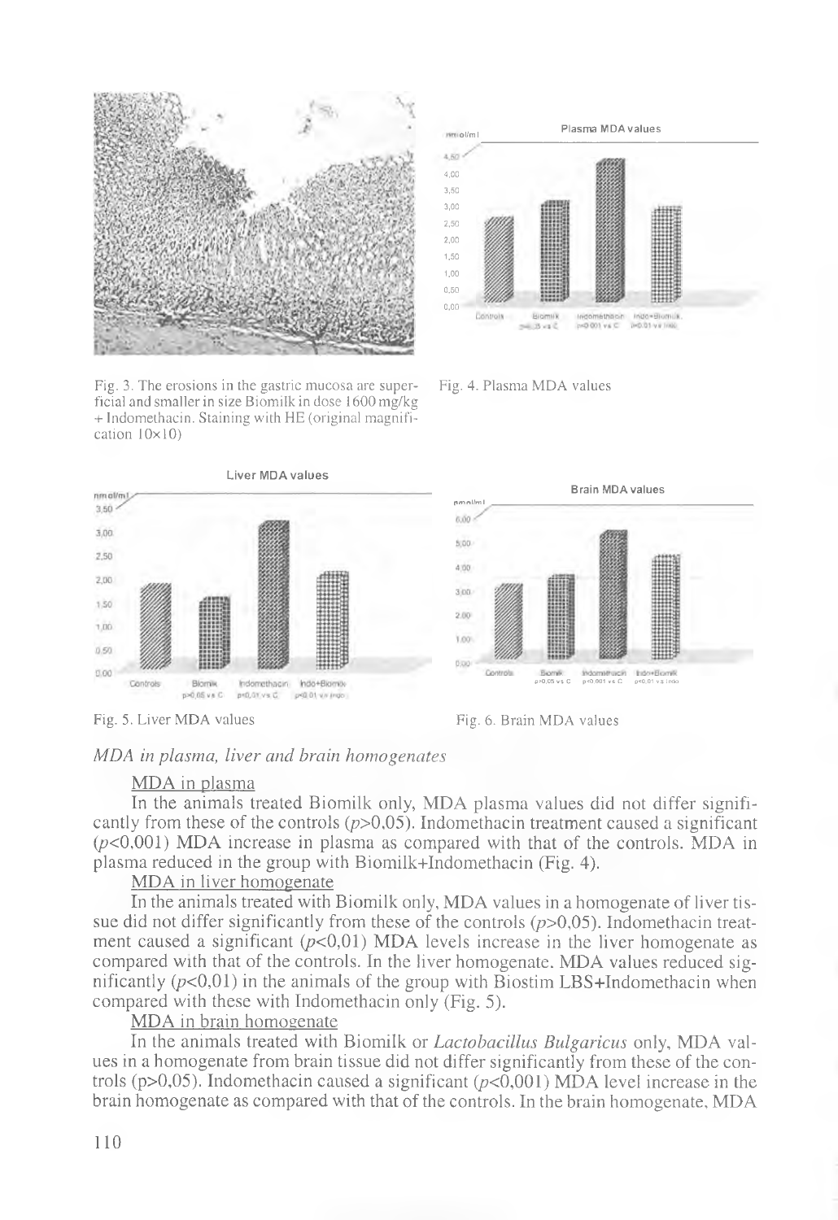Fig. 3. The erosions in the gastric mucosa are superficial and smaller in size Biomilk in dose 1600 mg/kg + Indomethacin. Staining with HE (original magnification 10×10)

Fig. 4. Plasma MDA values

Fig. 5. Liver MDA values

Fig. 6. Brain MDA values

### *MDA in plasma, liver and brain homogenates*

MDA in plasma

In the animals treated Biomilk only, MDA plasma values did not differ significantly from these of the controls ($p>0,05$). Indomethacin treatment caused a significant ($p<0,001$) MDA increase in plasma as compared with that of the controls. MDA in plasma reduced in the group with Biomilk+Indomethacin (Fig. 4).

MDA in liver homogenate

In the animals treated with Biomilk only, MDA values in a homogenate of liver tissue did not differ significantly from these of the controls ($p>0,05$). Indomethacin treatment caused a significant ($p<0,01$) MDA levels increase in the liver homogenate as compared with that of the controls. In the liver homogenate, MDA values reduced significantly ($p<0,01$) in the animals of the group with Biostim LBS+Indomethacin when compared with these with Indomethacin only (Fig. 5).

MDA in brain homogenate

In the animals treated with Biomilk or *Lactobacillus Bulgaricus* only, MDA values in a homogenate from brain tissue did not differ significantly from these of the controls (p>0,05). Indomethacin caused a significant ($p<0,001$) MDA level increase in the brain homogenate as compared with that of the controls. In the brain homogenate, MDA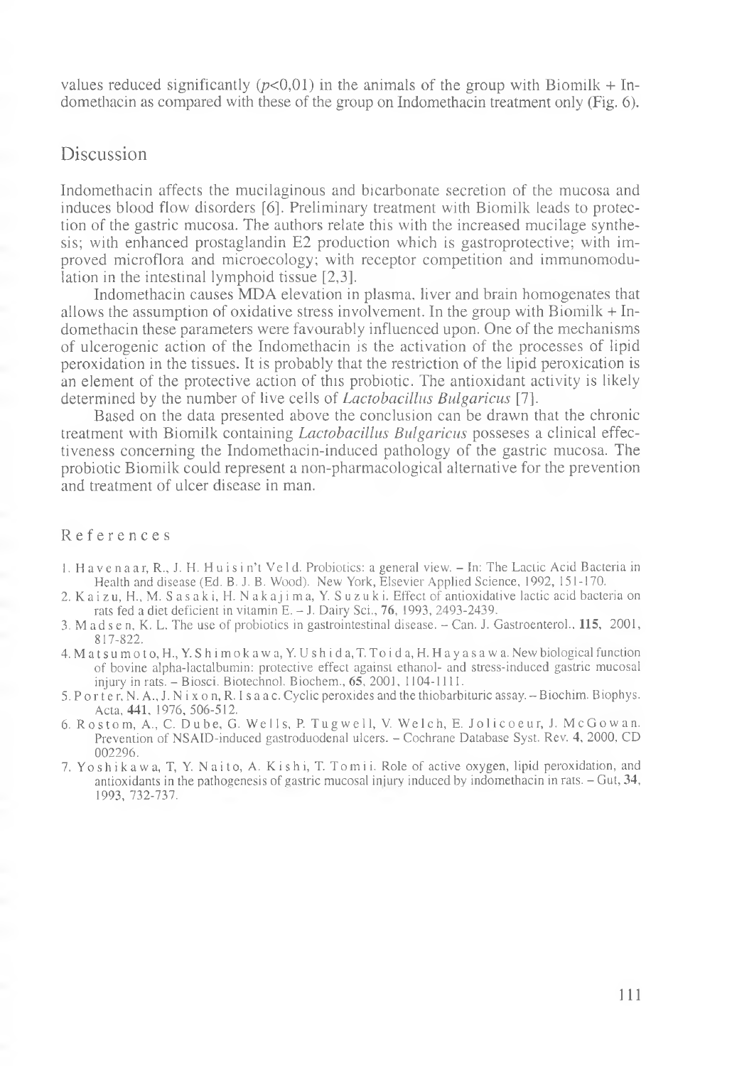values reduced significantly ($p<0,01$) in the animals of the group with Biomilk + Indomethacin as compared with these of the group on Indomethacin treatment only (Fig. 6).

## Discussion

Indomethacin affects the mucilaginous and bicarbonate secretion of the mucosa and induces blood flow disorders [6]. Preliminary treatment with Biomilk leads to protection of the gastric mucosa. The authors relate this with the increased mucilage synthesis; with enhanced prostaglandin E2 production which is gastroprotective; with improved microflora and microecology; with receptor competition and immunomodulation in the intestinal lymphoid tissue [2,3].

Indomethacin causes MDA elevation in plasma, liver and brain homogenates that allows the assumption of oxidative stress involvement. In the group with Biomilk + Indomethacin these parameters were favourably influenced upon. One of the mechanisms of ulcerogenic action of the Indomethacin is the activation of the processes of lipid peroxidation in the tissues. It is probably that the restriction of the lipid peroxication is an element of the protective action of this probiotic. The antioxidant activity is likely determined by the number of live cells of *Lactobacillus Bulgaricus* [7].

Based on the data presented above the conclusion can be drawn that the chronic treatment with Biomilk containing *Lactobacillus Bulgaricus* posseses a clinical effectiveness concerning the Indomethacin-induced pathology of the gastric mucosa. The probiotic Biomilk could represent a non-pharmacological alternative for the prevention and treatment of ulcer disease in man.

## References

1. Havenaar, R., J. H. Huisin't Veld. Probiotics: a general view. – In: The Lactic Acid Bacteria in Health and disease (Ed. B. J. B. Wood). New York, Elsevier Applied Science, 1992, 151-170.
2. Kaizu, H., M. Sasaki, H. Nakajima, Y. Suzuki. Effect of antioxidative lactic acid bacteria on rats fed a diet deficient in vitamin E. – J. Dairy Sci., **76**, 1993, 2493-2439.
3. Madsen, K. L. The use of probiotics in gastrointestinal disease. – Can. J. Gastroenterol., **115**, 2001, 817-822.
4. Matsumoto, H., Y. Shimokawa, Y. Ushida, T. Toida, H. Hayasawa. New biological function of bovine alpha-lactalbumin: protective effect against ethanol- and stress-induced gastric mucosal injury in rats. – Biosci. Biotechnol. Biochem., **65**, 2001, 1104-1111.
5. Porter, N. A., J. Nixon, R. Isaac. Cyclic peroxides and the thiobarbituric assay. – Biochim. Biophys. Acta, **441**, 1976, 506-512.
6. Rostom, A., C. Dube, G. Wells, P. Tugwell, V. Welch, E. Jolicoeur, J. McGowan. Prevention of NSAID-induced gastroduodenal ulcers. – Cochrane Database Syst. Rev. **4**, 2000, CD 002296.
7. Yoshikawa, T, Y. Naito, A. Kishi, T. Tomii. Role of active oxygen, lipid peroxidation, and antioxidants in the pathogenesis of gastric mucosal injury induced by indomethacin in rats. – Gut, **34**, 1993, 732-737.